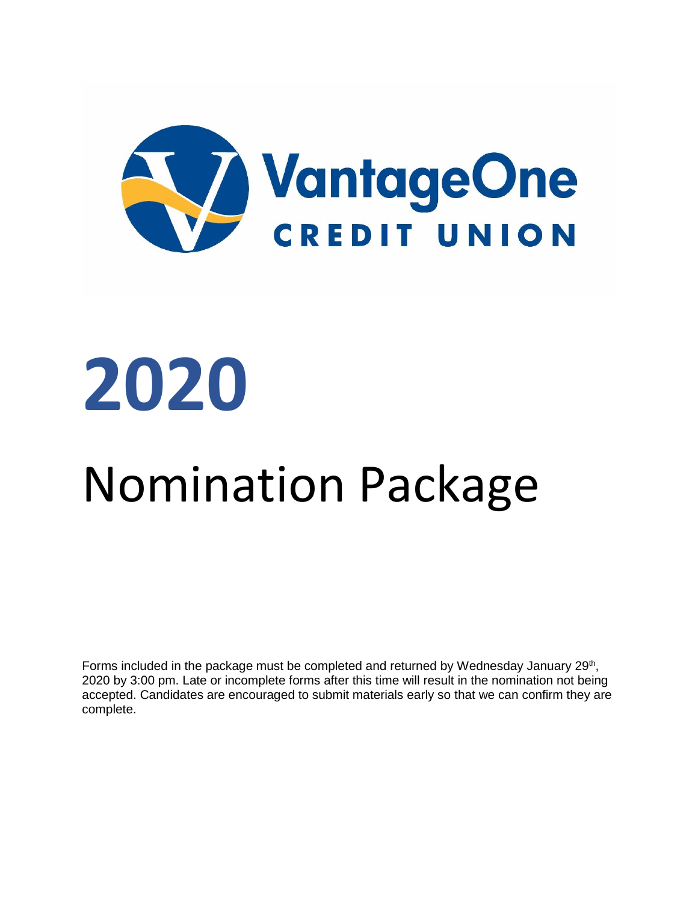# VantageOne CREDIT UNION

# 2020

# Nomination Package

Forms included in the package must be completed and returned by Wednesday January 29th, 2020 by 3:00 pm. Late or incomplete forms after this time will result in the nomination not being accepted. Candidates are encouraged to submit materials early so that we can confirm they are complete.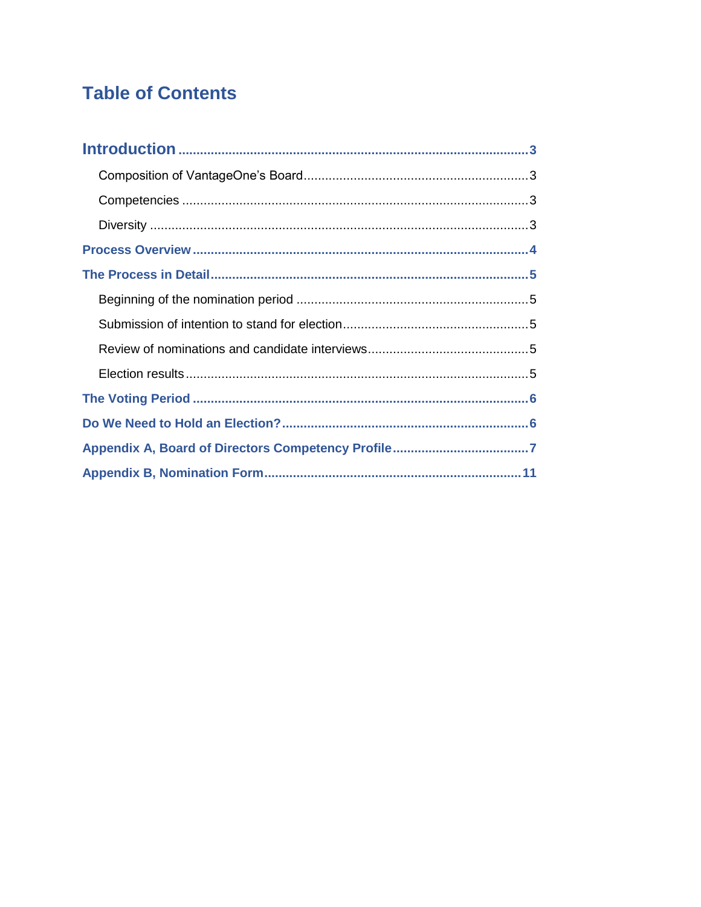# Table of Contents

**Introduction** ..... 3

- Composition of VantageOne's Board ..... 3
- Competencies ..... 3
- Diversity ..... 3

**Process Overview** ..... 4

**The Process in Detail** ..... 5

- Beginning of the nomination period ..... 5
- Submission of intention to stand for election ..... 5
- Review of nominations and candidate interviews ..... 5
- Election results ..... 5

**The Voting Period** ..... 6

**Do We Need to Hold an Election?** ..... 6

**Appendix A, Board of Directors Competency Profile** ..... 7

**Appendix B, Nomination Form** ..... 11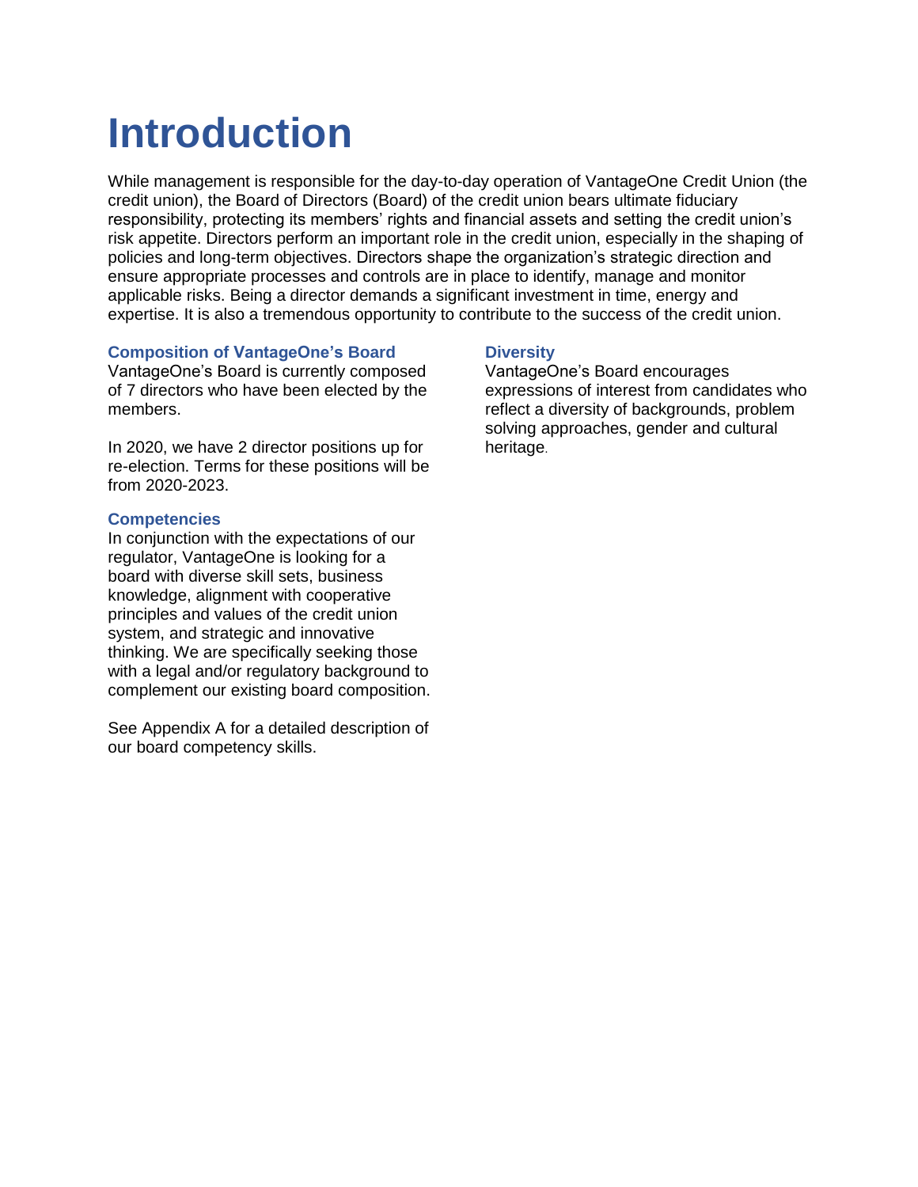# Introduction

While management is responsible for the day-to-day operation of VantageOne Credit Union (the credit union), the Board of Directors (Board) of the credit union bears ultimate fiduciary responsibility, protecting its members' rights and financial assets and setting the credit union's risk appetite. Directors perform an important role in the credit union, especially in the shaping of policies and long-term objectives. Directors shape the organization's strategic direction and ensure appropriate processes and controls are in place to identify, manage and monitor applicable risks. Being a director demands a significant investment in time, energy and expertise. It is also a tremendous opportunity to contribute to the success of the credit union.

### Composition of VantageOne's Board

VantageOne's Board is currently composed of 7 directors who have been elected by the members.

In 2020, we have 2 director positions up for re-election. Terms for these positions will be from 2020-2023.

### Competencies

In conjunction with the expectations of our regulator, VantageOne is looking for a board with diverse skill sets, business knowledge, alignment with cooperative principles and values of the credit union system, and strategic and innovative thinking. We are specifically seeking those with a legal and/or regulatory background to complement our existing board composition.

See Appendix A for a detailed description of our board competency skills.

### Diversity

VantageOne's Board encourages expressions of interest from candidates who reflect a diversity of backgrounds, problem solving approaches, gender and cultural heritage.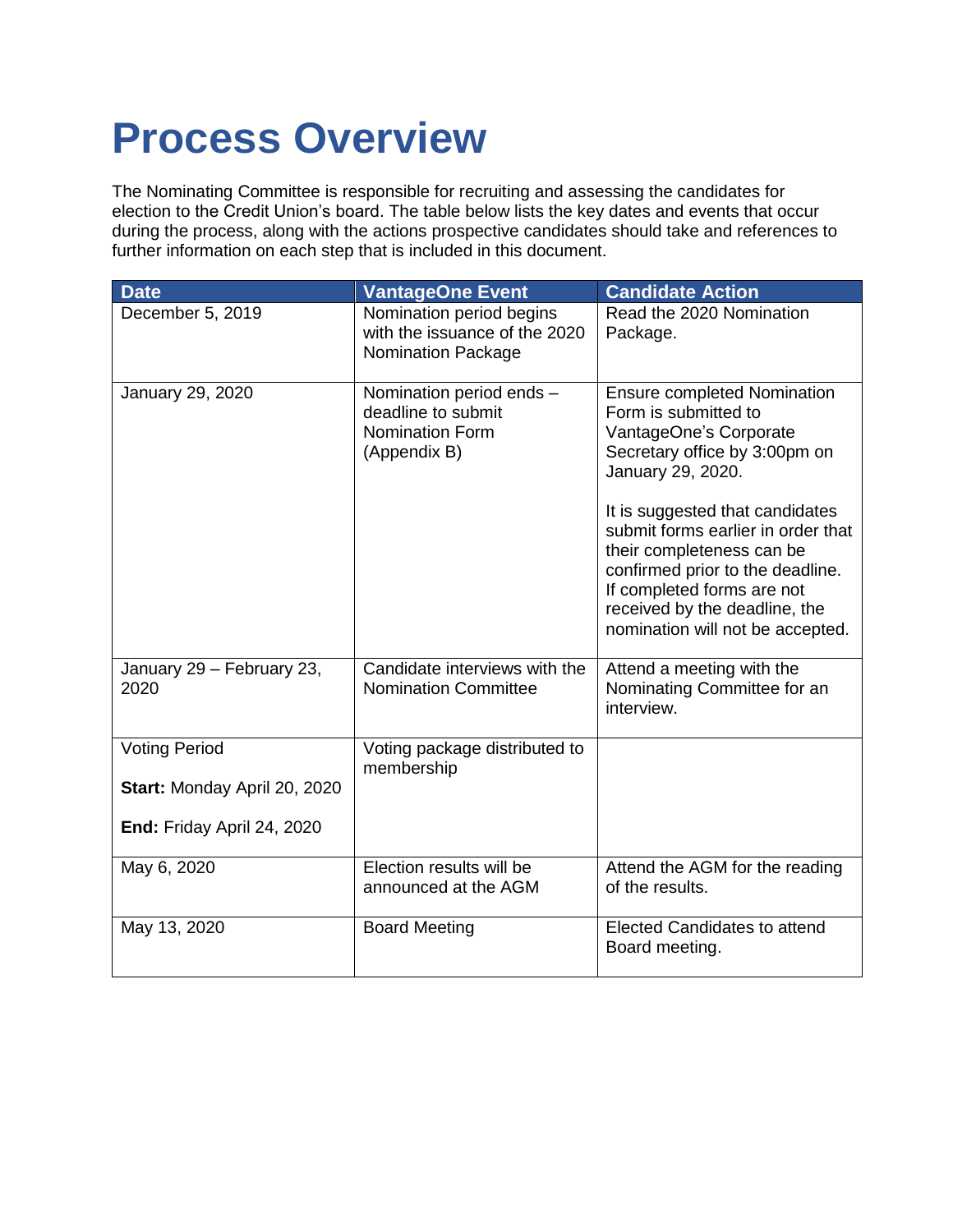# Process Overview

The Nominating Committee is responsible for recruiting and assessing the candidates for election to the Credit Union's board. The table below lists the key dates and events that occur during the process, along with the actions prospective candidates should take and references to further information on each step that is included in this document.

| Date | VantageOne Event | Candidate Action |
|---|---|---|
| December 5, 2019 | Nomination period begins with the issuance of the 2020 Nomination Package | Read the 2020 Nomination Package. |
| January 29, 2020 | Nomination period ends – deadline to submit Nomination Form (Appendix B) | Ensure completed Nomination Form is submitted to VantageOne's Corporate Secretary office by 3:00pm on January 29, 2020.<br><br>It is suggested that candidates submit forms earlier in order that their completeness can be confirmed prior to the deadline. If completed forms are not received by the deadline, the nomination will not be accepted. |
| January 29 – February 23, 2020 | Candidate interviews with the Nomination Committee | Attend a meeting with the Nominating Committee for an interview. |
| Voting Period<br><br>**Start:** Monday April 20, 2020<br><br>**End:** Friday April 24, 2020 | Voting package distributed to membership | |
| May 6, 2020 | Election results will be announced at the AGM | Attend the AGM for the reading of the results. |
| May 13, 2020 | Board Meeting | Elected Candidates to attend Board meeting. |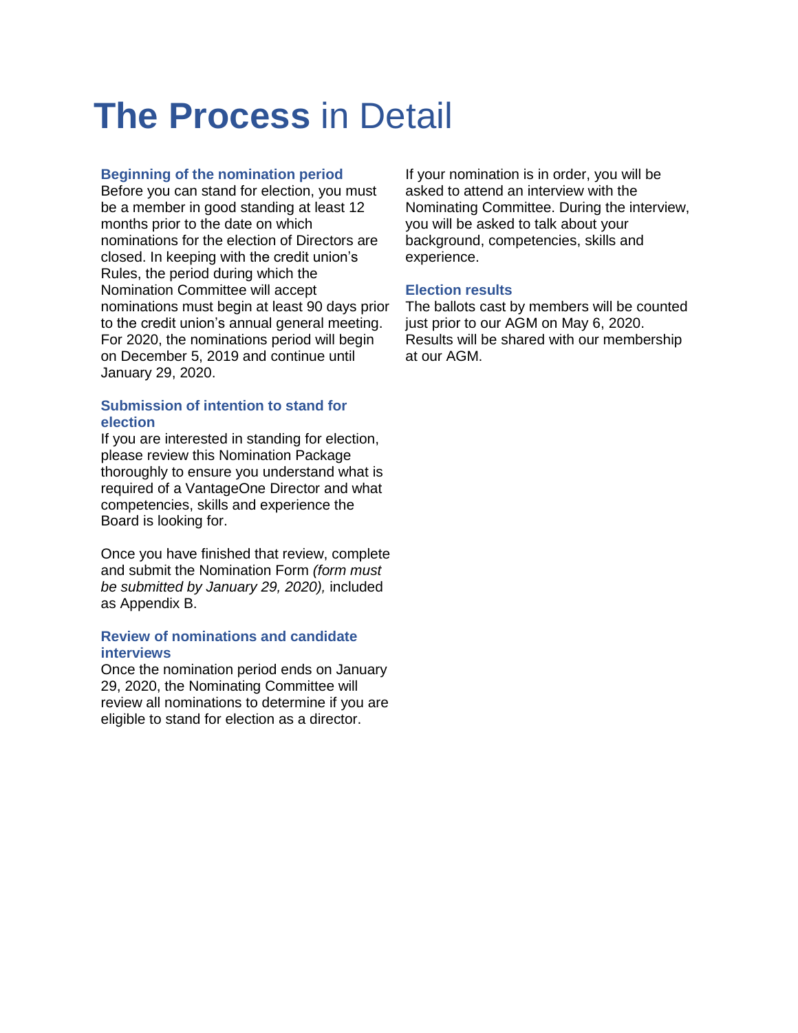# **The Process** in Detail

### Beginning of the nomination period

Before you can stand for election, you must be a member in good standing at least 12 months prior to the date on which nominations for the election of Directors are closed. In keeping with the credit union's Rules, the period during which the Nomination Committee will accept nominations must begin at least 90 days prior to the credit union's annual general meeting. For 2020, the nominations period will begin on December 5, 2019 and continue until January 29, 2020.

### Submission of intention to stand for election

If you are interested in standing for election, please review this Nomination Package thoroughly to ensure you understand what is required of a VantageOne Director and what competencies, skills and experience the Board is looking for.

Once you have finished that review, complete and submit the Nomination Form *(form must be submitted by January 29, 2020),* included as Appendix B.

### Review of nominations and candidate interviews

Once the nomination period ends on January 29, 2020, the Nominating Committee will review all nominations to determine if you are eligible to stand for election as a director.

If your nomination is in order, you will be asked to attend an interview with the Nominating Committee. During the interview, you will be asked to talk about your background, competencies, skills and experience.

### Election results

The ballots cast by members will be counted just prior to our AGM on May 6, 2020. Results will be shared with our membership at our AGM.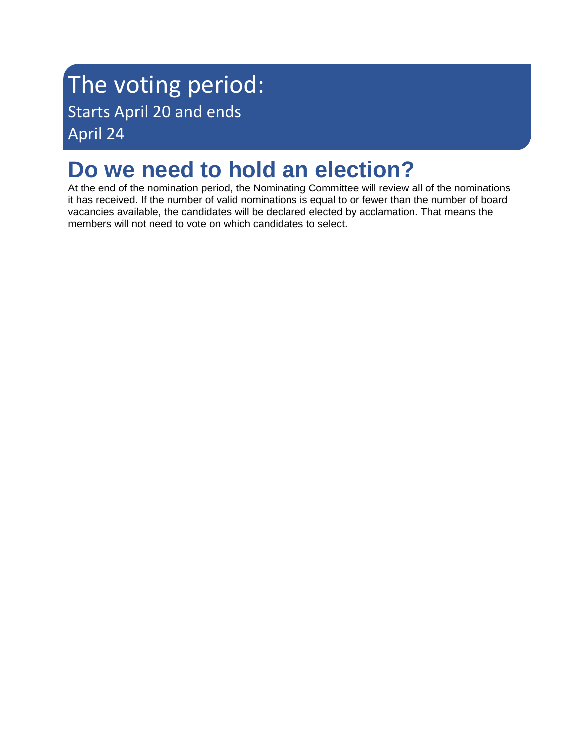## The voting period:

Starts April 20 and ends April 24

# Do we need to hold an election?

At the end of the nomination period, the Nominating Committee will review all of the nominations it has received. If the number of valid nominations is equal to or fewer than the number of board vacancies available, the candidates will be declared elected by acclamation. That means the members will not need to vote on which candidates to select.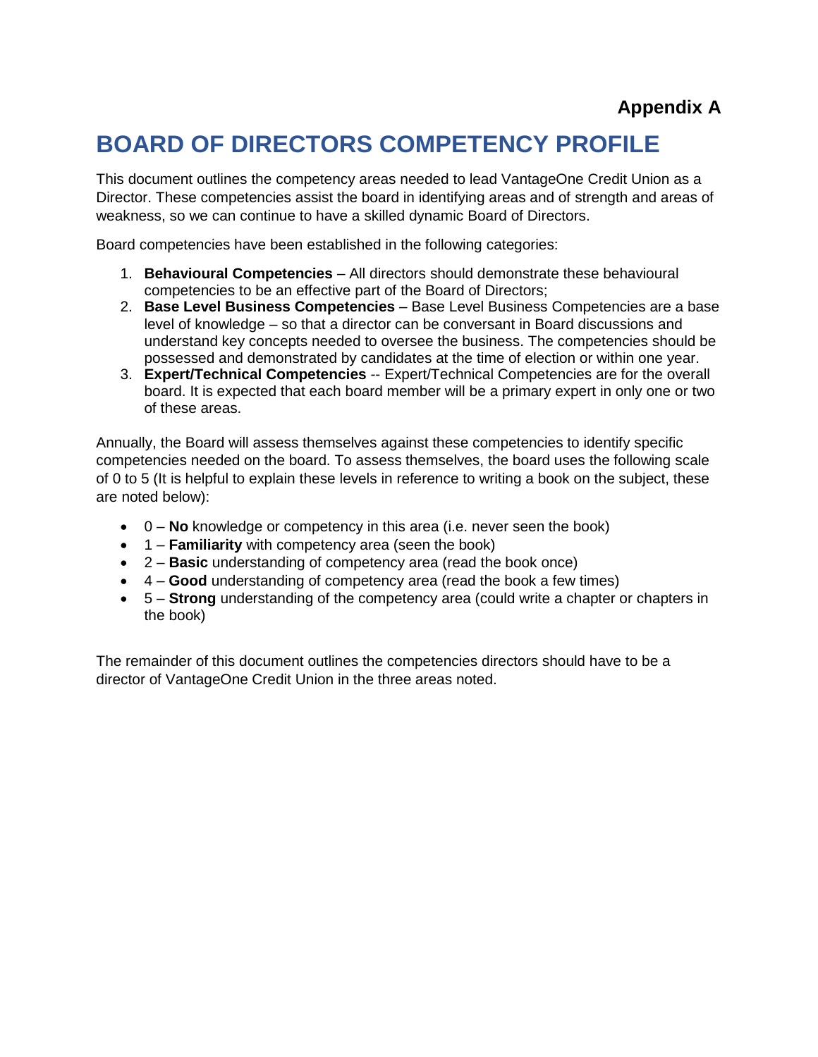**Appendix A**

# BOARD OF DIRECTORS COMPETENCY PROFILE

This document outlines the competency areas needed to lead VantageOne Credit Union as a Director. These competencies assist the board in identifying areas and of strength and areas of weakness, so we can continue to have a skilled dynamic Board of Directors.

Board competencies have been established in the following categories:

1. **Behavioural Competencies** – All directors should demonstrate these behavioural competencies to be an effective part of the Board of Directors;
2. **Base Level Business Competencies** – Base Level Business Competencies are a base level of knowledge – so that a director can be conversant in Board discussions and understand key concepts needed to oversee the business. The competencies should be possessed and demonstrated by candidates at the time of election or within one year.
3. **Expert/Technical Competencies** -- Expert/Technical Competencies are for the overall board. It is expected that each board member will be a primary expert in only one or two of these areas.

Annually, the Board will assess themselves against these competencies to identify specific competencies needed on the board. To assess themselves, the board uses the following scale of 0 to 5 (It is helpful to explain these levels in reference to writing a book on the subject, these are noted below):

- 0 – **No** knowledge or competency in this area (i.e. never seen the book)
- 1 – **Familiarity** with competency area (seen the book)
- 2 – **Basic** understanding of competency area (read the book once)
- 4 – **Good** understanding of competency area (read the book a few times)
- 5 – **Strong** understanding of the competency area (could write a chapter or chapters in the book)

The remainder of this document outlines the competencies directors should have to be a director of VantageOne Credit Union in the three areas noted.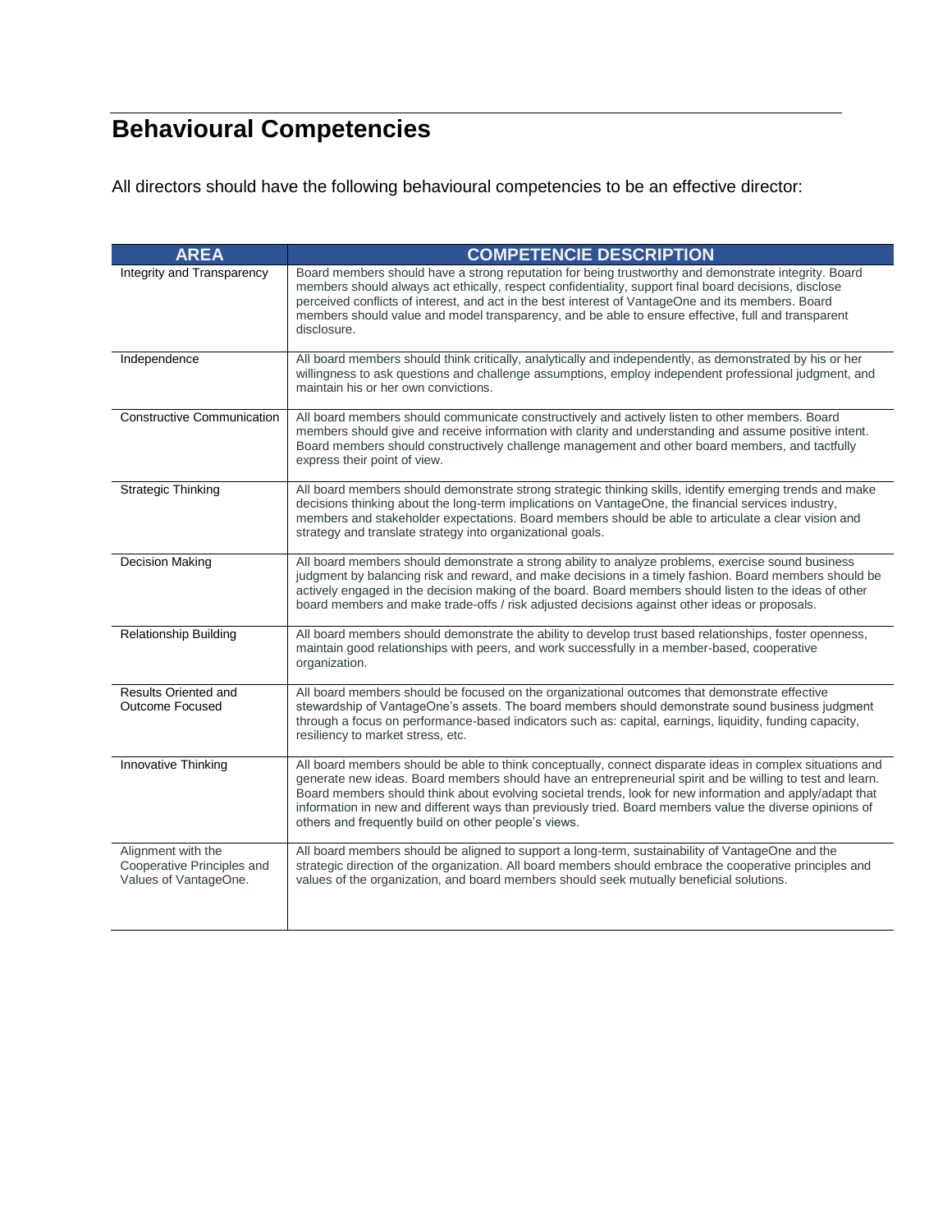# Behavioural Competencies

All directors should have the following behavioural competencies to be an effective director:

| AREA | COMPETENCIE DESCRIPTION |
|---|---|
| Integrity and Transparency | Board members should have a strong reputation for being trustworthy and demonstrate integrity. Board members should always act ethically, respect confidentiality, support final board decisions, disclose perceived conflicts of interest, and act in the best interest of VantageOne and its members. Board members should value and model transparency, and be able to ensure effective, full and transparent disclosure. |
| Independence | All board members should think critically, analytically and independently, as demonstrated by his or her willingness to ask questions and challenge assumptions, employ independent professional judgment, and maintain his or her own convictions. |
| Constructive Communication | All board members should communicate constructively and actively listen to other members. Board members should give and receive information with clarity and understanding and assume positive intent. Board members should constructively challenge management and other board members, and tactfully express their point of view. |
| Strategic Thinking | All board members should demonstrate strong strategic thinking skills, identify emerging trends and make decisions thinking about the long-term implications on VantageOne, the financial services industry, members and stakeholder expectations. Board members should be able to articulate a clear vision and strategy and translate strategy into organizational goals. |
| Decision Making | All board members should demonstrate a strong ability to analyze problems, exercise sound business judgment by balancing risk and reward, and make decisions in a timely fashion. Board members should be actively engaged in the decision making of the board. Board members should listen to the ideas of other board members and make trade-offs / risk adjusted decisions against other ideas or proposals. |
| Relationship Building | All board members should demonstrate the ability to develop trust based relationships, foster openness, maintain good relationships with peers, and work successfully in a member-based, cooperative organization. |
| Results Oriented and Outcome Focused | All board members should be focused on the organizational outcomes that demonstrate effective stewardship of VantageOne's assets. The board members should demonstrate sound business judgment through a focus on performance-based indicators such as: capital, earnings, liquidity, funding capacity, resiliency to market stress, etc. |
| Innovative Thinking | All board members should be able to think conceptually, connect disparate ideas in complex situations and generate new ideas. Board members should have an entrepreneurial spirit and be willing to test and learn. Board members should think about evolving societal trends, look for new information and apply/adapt that information in new and different ways than previously tried. Board members value the diverse opinions of others and frequently build on other people's views. |
| Alignment with the Cooperative Principles and Values of VantageOne. | All board members should be aligned to support a long-term, sustainability of VantageOne and the strategic direction of the organization. All board members should embrace the cooperative principles and values of the organization, and board members should seek mutually beneficial solutions. |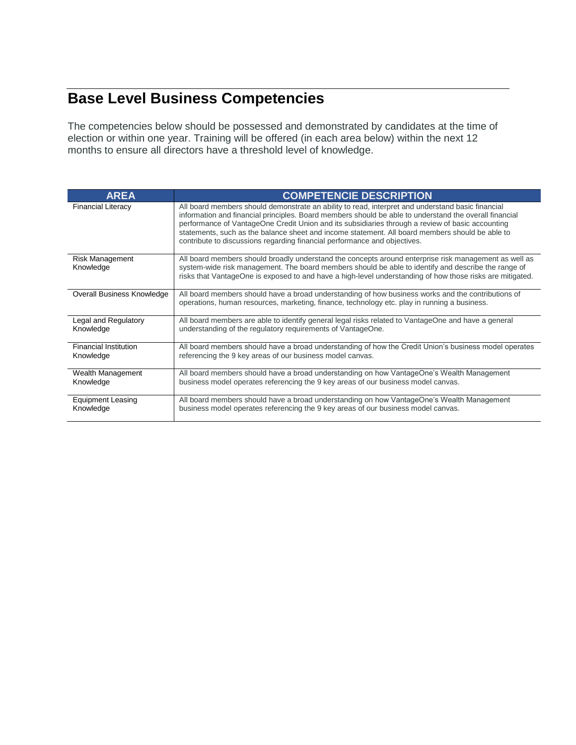## Base Level Business Competencies

The competencies below should be possessed and demonstrated by candidates at the time of election or within one year. Training will be offered (in each area below) within the next 12 months to ensure all directors have a threshold level of knowledge.

| AREA | COMPETENCIE DESCRIPTION |
| --- | --- |
| Financial Literacy | All board members should demonstrate an ability to read, interpret and understand basic financial information and financial principles. Board members should be able to understand the overall financial performance of VantageOne Credit Union and its subsidiaries through a review of basic accounting statements, such as the balance sheet and income statement. All board members should be able to contribute to discussions regarding financial performance and objectives. |
| Risk Management Knowledge | All board members should broadly understand the concepts around enterprise risk management as well as system-wide risk management. The board members should be able to identify and describe the range of risks that VantageOne is exposed to and have a high-level understanding of how those risks are mitigated. |
| Overall Business Knowledge | All board members should have a broad understanding of how business works and the contributions of operations, human resources, marketing, finance, technology etc. play in running a business. |
| Legal and Regulatory Knowledge | All board members are able to identify general legal risks related to VantageOne and have a general understanding of the regulatory requirements of VantageOne. |
| Financial Institution Knowledge | All board members should have a broad understanding of how the Credit Union's business model operates referencing the 9 key areas of our business model canvas. |
| Wealth Management Knowledge | All board members should have a broad understanding on how VantageOne's Wealth Management business model operates referencing the 9 key areas of our business model canvas. |
| Equipment Leasing Knowledge | All board members should have a broad understanding on how VantageOne's Wealth Management business model operates referencing the 9 key areas of our business model canvas. |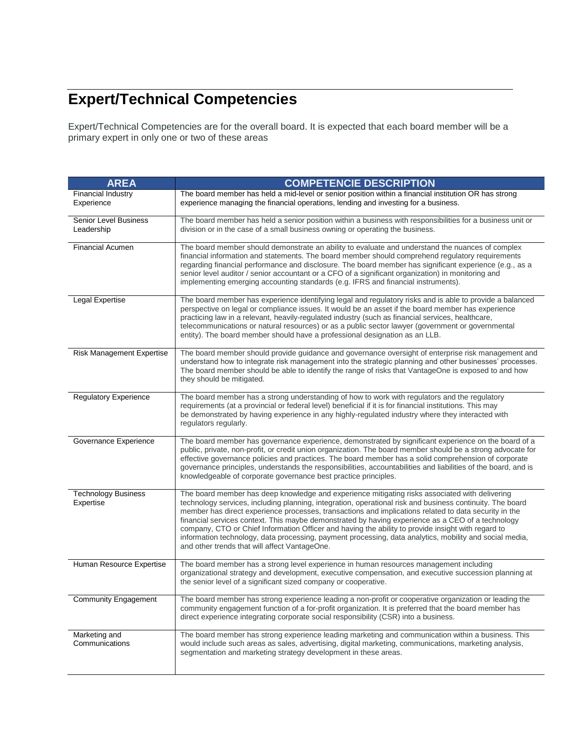# Expert/Technical Competencies

Expert/Technical Competencies are for the overall board. It is expected that each board member will be a primary expert in only one or two of these areas

| AREA | COMPETENCIE DESCRIPTION |
|---|---|
| Financial Industry Experience | The board member has held a mid-level or senior position within a financial institution OR has strong experience managing the financial operations, lending and investing for a business. |
| Senior Level Business Leadership | The board member has held a senior position within a business with responsibilities for a business unit or division or in the case of a small business owning or operating the business. |
| Financial Acumen | The board member should demonstrate an ability to evaluate and understand the nuances of complex financial information and statements. The board member should comprehend regulatory requirements regarding financial performance and disclosure. The board member has significant experience (e.g., as a senior level auditor / senior accountant or a CFO of a significant organization) in monitoring and implementing emerging accounting standards (e.g. IFRS and financial instruments). |
| Legal Expertise | The board member has experience identifying legal and regulatory risks and is able to provide a balanced perspective on legal or compliance issues. It would be an asset if the board member has experience practicing law in a relevant, heavily-regulated industry (such as financial services, healthcare, telecommunications or natural resources) or as a public sector lawyer (government or governmental entity). The board member should have a professional designation as an LLB. |
| Risk Management Expertise | The board member should provide guidance and governance oversight of enterprise risk management and understand how to integrate risk management into the strategic planning and other businesses' processes. The board member should be able to identify the range of risks that VantageOne is exposed to and how they should be mitigated. |
| Regulatory Experience | The board member has a strong understanding of how to work with regulators and the regulatory requirements (at a provincial or federal level) beneficial if it is for financial institutions. This may be demonstrated by having experience in any highly-regulated industry where they interacted with regulators regularly. |
| Governance Experience | The board member has governance experience, demonstrated by significant experience on the board of a public, private, non-profit, or credit union organization. The board member should be a strong advocate for effective governance policies and practices. The board member has a solid comprehension of corporate governance principles, understands the responsibilities, accountabilities and liabilities of the board, and is knowledgeable of corporate governance best practice principles. |
| Technology Business Expertise | The board member has deep knowledge and experience mitigating risks associated with delivering technology services, including planning, integration, operational risk and business continuity. The board member has direct experience processes, transactions and implications related to data security in the financial services context. This maybe demonstrated by having experience as a CEO of a technology company, CTO or Chief Information Officer and having the ability to provide insight with regard to information technology, data processing, payment processing, data analytics, mobility and social media, and other trends that will affect VantageOne. |
| Human Resource Expertise | The board member has a strong level experience in human resources management including organizational strategy and development, executive compensation, and executive succession planning at the senior level of a significant sized company or cooperative. |
| Community Engagement | The board member has strong experience leading a non-profit or cooperative organization or leading the community engagement function of a for-profit organization. It is preferred that the board member has direct experience integrating corporate social responsibility (CSR) into a business. |
| Marketing and Communications | The board member has strong experience leading marketing and communication within a business. This would include such areas as sales, advertising, digital marketing, communications, marketing analysis, segmentation and marketing strategy development in these areas. |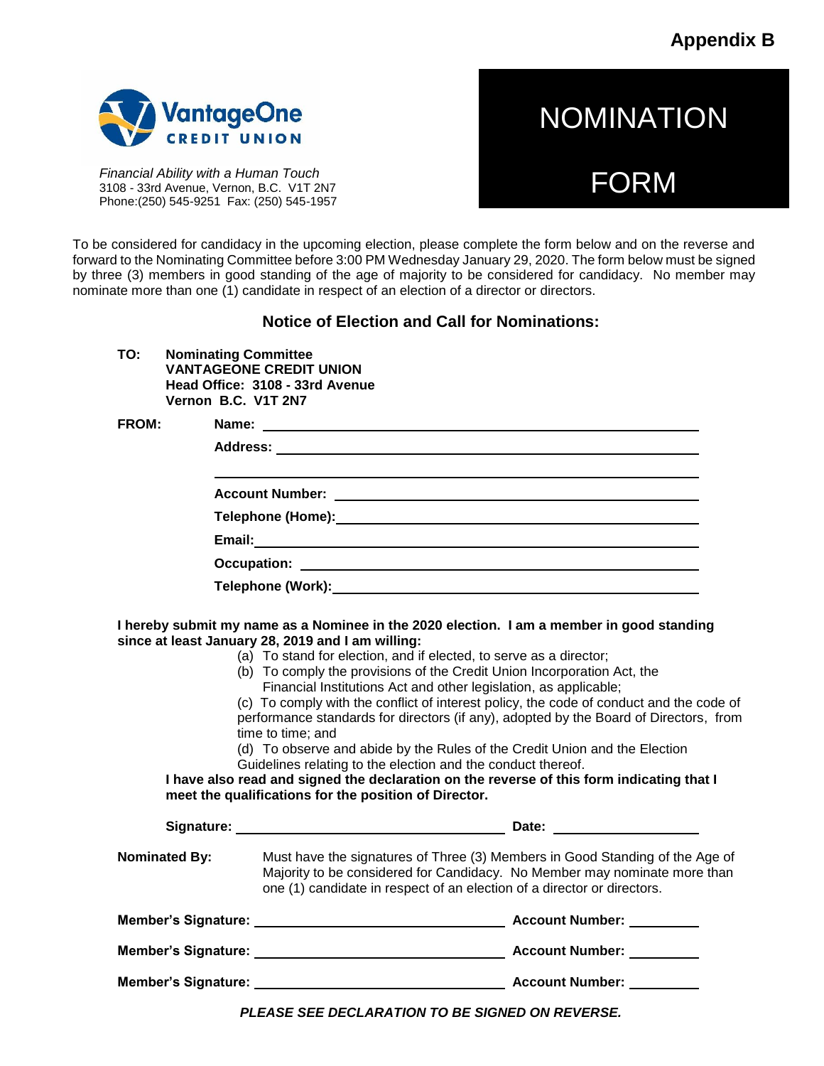**Appendix B**

*Financial Ability with a Human Touch*
3108 - 33rd Avenue, Vernon, B.C. V1T 2N7
Phone:(250) 545-9251 Fax: (250) 545-1957

# NOMINATION FORM

To be considered for candidacy in the upcoming election, please complete the form below and on the reverse and forward to the Nominating Committee before 3:00 PM Wednesday January 29, 2020. The form below must be signed by three (3) members in good standing of the age of majority to be considered for candidacy. No member may nominate more than one (1) candidate in respect of an election of a director or directors.

## Notice of Election and Call for Nominations:

**TO:** **Nominating Committee**
**VANTAGEONE CREDIT UNION**
**Head Office: 3108 - 33rd Avenue**
**Vernon B.C. V1T 2N7**

**FROM:**

**Name:** ______________________________

**Address:** ______________________________

______________________________

**Account Number:** ______________________________

**Telephone (Home):** ______________________________

**Email:** ______________________________

**Occupation:** ______________________________

**Telephone (Work):** ______________________________

**I hereby submit my name as a Nominee in the 2020 election. I am a member in good standing since at least January 28, 2019 and I am willing:**

(a) To stand for election, and if elected, to serve as a director;
(b) To comply the provisions of the Credit Union Incorporation Act, the Financial Institutions Act and other legislation, as applicable;
(c) To comply with the conflict of interest policy, the code of conduct and the code of performance standards for directors (if any), adopted by the Board of Directors, from time to time; and
(d) To observe and abide by the Rules of the Credit Union and the Election Guidelines relating to the election and the conduct thereof.

**I have also read and signed the declaration on the reverse of this form indicating that I meet the qualifications for the position of Director.**

**Signature:** ______________________________ **Date:** ____________

**Nominated By:** Must have the signatures of Three (3) Members in Good Standing of the Age of Majority to be considered for Candidacy. No Member may nominate more than one (1) candidate in respect of an election of a director or directors.

**Member's Signature:** ______________________________ **Account Number:** ________

**Member's Signature:** ______________________________ **Account Number:** ________

**Member's Signature:** ______________________________ **Account Number:** ________

***PLEASE SEE DECLARATION TO BE SIGNED ON REVERSE.***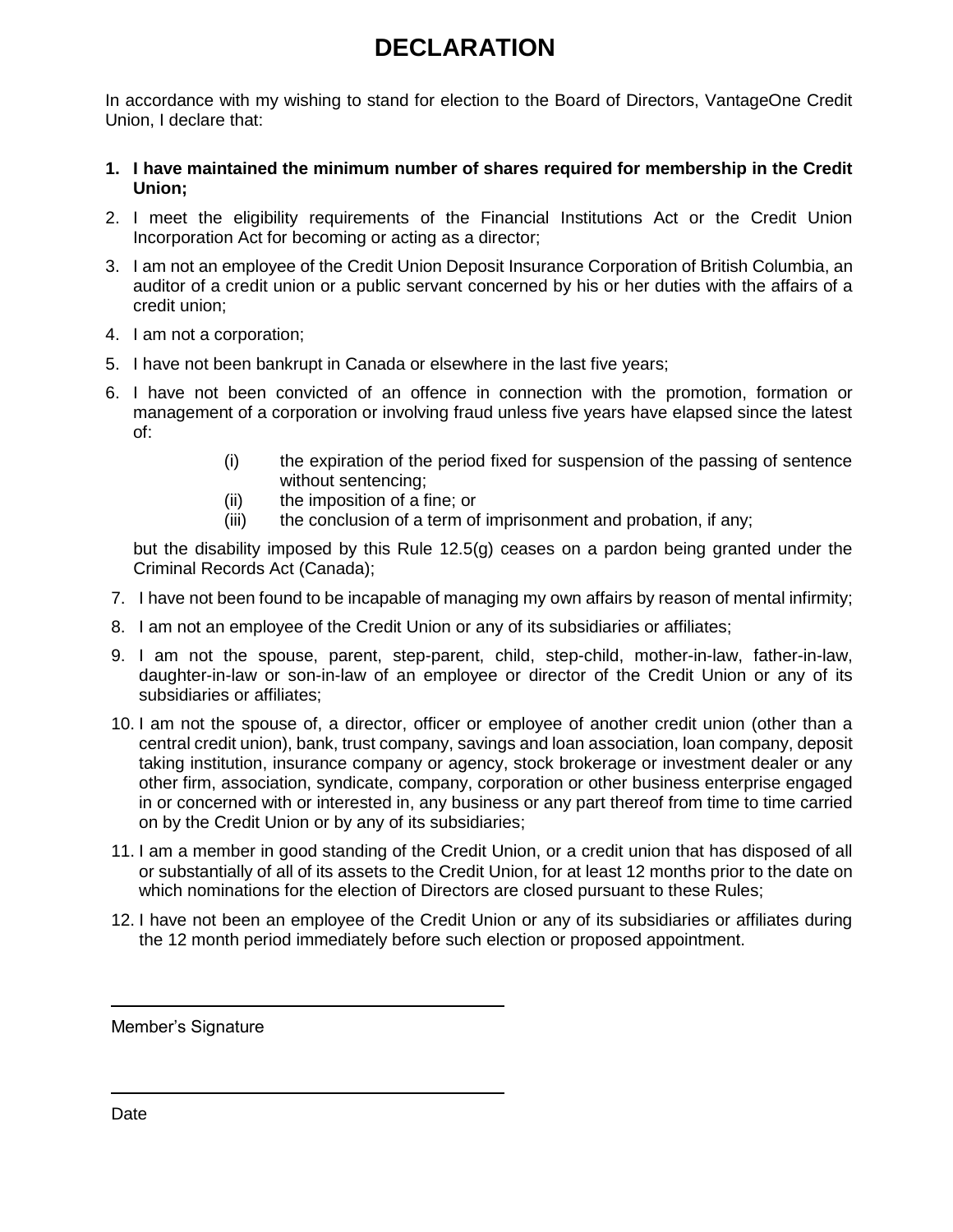# DECLARATION

In accordance with my wishing to stand for election to the Board of Directors, VantageOne Credit Union, I declare that:

1. **I have maintained the minimum number of shares required for membership in the Credit Union;**
2. I meet the eligibility requirements of the Financial Institutions Act or the Credit Union Incorporation Act for becoming or acting as a director;
3. I am not an employee of the Credit Union Deposit Insurance Corporation of British Columbia, an auditor of a credit union or a public servant concerned by his or her duties with the affairs of a credit union;
4. I am not a corporation;
5. I have not been bankrupt in Canada or elsewhere in the last five years;
6. I have not been convicted of an offence in connection with the promotion, formation or management of a corporation or involving fraud unless five years have elapsed since the latest of:

   (i) the expiration of the period fixed for suspension of the passing of sentence without sentencing;

   (ii) the imposition of a fine; or

   (iii) the conclusion of a term of imprisonment and probation, if any;

   but the disability imposed by this Rule 12.5(g) ceases on a pardon being granted under the Criminal Records Act (Canada);
7. I have not been found to be incapable of managing my own affairs by reason of mental infirmity;
8. I am not an employee of the Credit Union or any of its subsidiaries or affiliates;
9. I am not the spouse, parent, step-parent, child, step-child, mother-in-law, father-in-law, daughter-in-law or son-in-law of an employee or director of the Credit Union or any of its subsidiaries or affiliates;
10. I am not the spouse of, a director, officer or employee of another credit union (other than a central credit union), bank, trust company, savings and loan association, loan company, deposit taking institution, insurance company or agency, stock brokerage or investment dealer or any other firm, association, syndicate, company, corporation or other business enterprise engaged in or concerned with or interested in, any business or any part thereof from time to time carried on by the Credit Union or by any of its subsidiaries;
11. I am a member in good standing of the Credit Union, or a credit union that has disposed of all or substantially of all of its assets to the Credit Union, for at least 12 months prior to the date on which nominations for the election of Directors are closed pursuant to these Rules;
12. I have not been an employee of the Credit Union or any of its subsidiaries or affiliates during the 12 month period immediately before such election or proposed appointment.

\_\_\_\_\_\_\_\_\_\_\_\_\_\_\_\_\_\_\_\_\_\_\_\_\_\_\_\_\_\_\_\_\_\_\_\_

Member's Signature

\_\_\_\_\_\_\_\_\_\_\_\_\_\_\_\_\_\_\_\_\_\_\_\_\_\_\_\_\_\_\_\_\_\_\_\_

Date